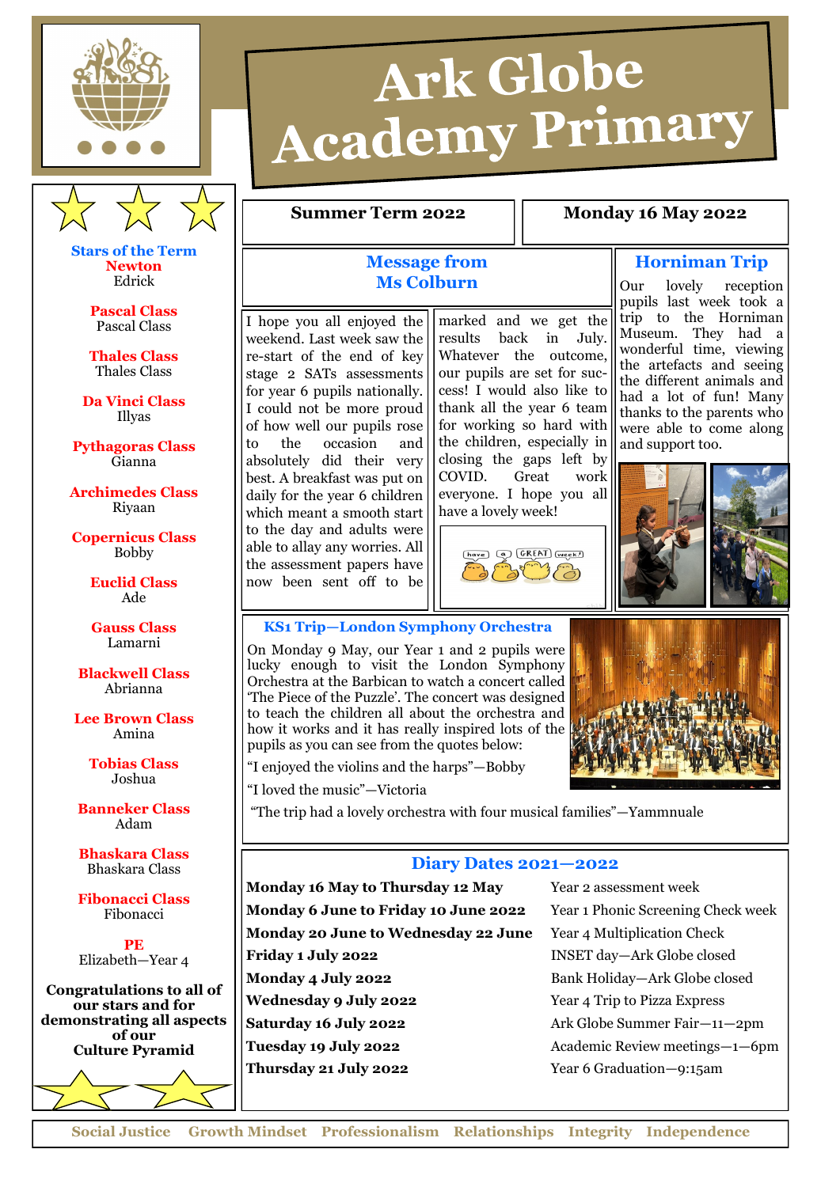# Ark Globe Academy Primary

**Summer Term 2022** | **Monday 16 May 2022**

## Message from Ms Colburn

I hope you all enjoyed the weekend. Last week saw the re-start of the end of key stage 2 SATs assessments for year 6 pupils nationally. I could not be more proud of how well our pupils rose to the occasion and absolutely did their very best. A breakfast was put on daily for the year 6 children which meant a smooth start to the day and adults were able to allay any worries. All the assessment papers have now been sent off to be marked and we get the results back in July. Whatever the outcome, our pupils are set for success! I would also like to thank all the year 6 team for working so hard with the children, especially in closing the gaps left by COVID. Great work everyone. I hope you all have a lovely week!

## Horniman Trip

Our lovely reception pupils last week took a trip to the Horniman Museum. They had a wonderful time, viewing the artefacts and seeing the different animals and had a lot of fun! Many thanks to the parents who were able to come along and support too.

## KS1 Trip—London Symphony Orchestra

On Monday 9 May, our Year 1 and 2 pupils were lucky enough to visit the London Symphony Orchestra at the Barbican to watch a concert called 'The Piece of the Puzzle'. The concert was designed to teach the children all about the orchestra and how it works and it has really inspired lots of the pupils as you can see from the quotes below:

"I enjoyed the violins and the harps"—Bobby

"I loved the music"—Victoria

"The trip had a lovely orchestra with four musical families"—Yammnuale

## Stars of the Term

**Newton**
Edrick

**Pascal Class**
Pascal Class

**Thales Class**
Thales Class

**Da Vinci Class**
Illyas

**Pythagoras Class**
Gianna

**Archimedes Class**
Riyaan

**Copernicus Class**
Bobby

**Euclid Class**
Ade

**Gauss Class**
Lamarni

**Blackwell Class**
Abrianna

**Lee Brown Class**
Amina

**Tobias Class**
Joshua

**Banneker Class**
Adam

**Bhaskara Class**
Bhaskara Class

**Fibonacci Class**
Fibonacci

**PE**
Elizabeth—Year 4

**Congratulations to all of our stars and for demonstrating all aspects of our Culture Pyramid**

## Diary Dates 2021—2022

| Date | Event |
|---|---|
| **Monday 16 May to Thursday 12 May** | Year 2 assessment week |
| **Monday 6 June to Friday 10 June 2022** | Year 1 Phonic Screening Check week |
| **Monday 20 June to Wednesday 22 June** | Year 4 Multiplication Check |
| **Friday 1 July 2022** | INSET day—Ark Globe closed |
| **Monday 4 July 2022** | Bank Holiday—Ark Globe closed |
| **Wednesday 9 July 2022** | Year 4 Trip to Pizza Express |
| **Saturday 16 July 2022** | Ark Globe Summer Fair—11—2pm |
| **Tuesday 19 July 2022** | Academic Review meetings—1—6pm |
| **Thursday 21 July 2022** | Year 6 Graduation—9:15am |

**Social Justice Growth Mindset Professionalism Relationships Integrity Independence**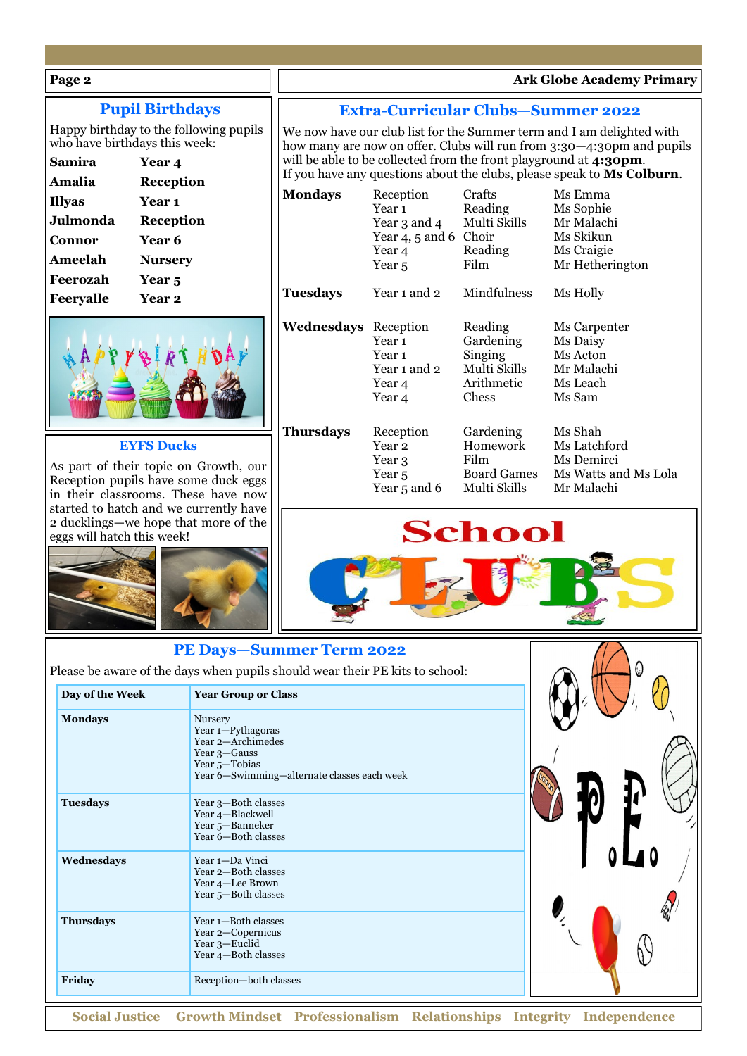## Pupil Birthdays

Happy birthday to the following pupils who have birthdays this week:

| | |
|---|---|
| **Samira** | **Year 4** |
| **Amalia** | **Reception** |
| **Illyas** | **Year 1** |
| **Julmonda** | **Reception** |
| **Connor** | **Year 6** |
| **Ameelah** | **Nursery** |
| **Feerozah** | **Year 5** |
| **Feeryalle** | **Year 2** |

## EYFS Ducks

As part of their topic on Growth, our Reception pupils have some duck eggs in their classrooms. These have now started to hatch and we currently have 2 ducklings—we hope that more of the eggs will hatch this week!

## Extra-Curricular Clubs—Summer 2022

We now have our club list for the Summer term and I am delighted with how many are now on offer. Clubs will run from 3:30—4:30pm and pupils will be able to collect from the front playground at **4:30pm**.
If you have any questions about the clubs, please speak to **Ms Colburn**.

| | | | |
|---|---|---|---|
| **Mondays** | Reception | Crafts | Ms Emma |
| | Year 1 | Reading | Ms Sophie |
| | Year 3 and 4 | Multi Skills | Mr Malachi |
| | Year 4, 5 and 6 | Choir | Ms Skikun |
| | Year 4 | Reading | Ms Craigie |
| | Year 5 | Film | Mr Hetherington |
| **Tuesdays** | Year 1 and 2 | Mindfulness | Ms Holly |
| **Wednesdays** | Reception | Reading | Ms Carpenter |
| | Year 1 | Gardening | Ms Daisy |
| | Year 1 | Singing | Ms Acton |
| | Year 1 and 2 | Multi Skills | Mr Malachi |
| | Year 4 | Arithmetic | Ms Leach |
| | Year 4 | Chess | Ms Sam |
| **Thursdays** | Reception | Gardening | Ms Shah |
| | Year 2 | Homework | Ms Latchford |
| | Year 3 | Film | Ms Demirci |
| | Year 5 | Board Games | Ms Watts and Ms Lola |
| | Year 5 and 6 | Multi Skills | Mr Malachi |

## PE Days—Summer Term 2022

Please be aware of the days when pupils should wear their PE kits to school:

| Day of the Week | Year Group or Class |
|---|---|
| **Mondays** | Nursery<br>Year 1—Pythagoras<br>Year 2—Archimedes<br>Year 3—Gauss<br>Year 5—Tobias<br>Year 6—Swimming—alternate classes each week |
| **Tuesdays** | Year 3—Both classes<br>Year 4—Blackwell<br>Year 5—Banneker<br>Year 6—Both classes |
| **Wednesdays** | Year 1—Da Vinci<br>Year 2—Both classes<br>Year 4—Lee Brown<br>Year 5—Both classes |
| **Thursdays** | Year 1—Both classes<br>Year 2—Copernicus<br>Year 3—Euclid<br>Year 4—Both classes |
| **Friday** | Reception—both classes |

Social Justice Growth Mindset Professionalism Relationships Integrity Independence